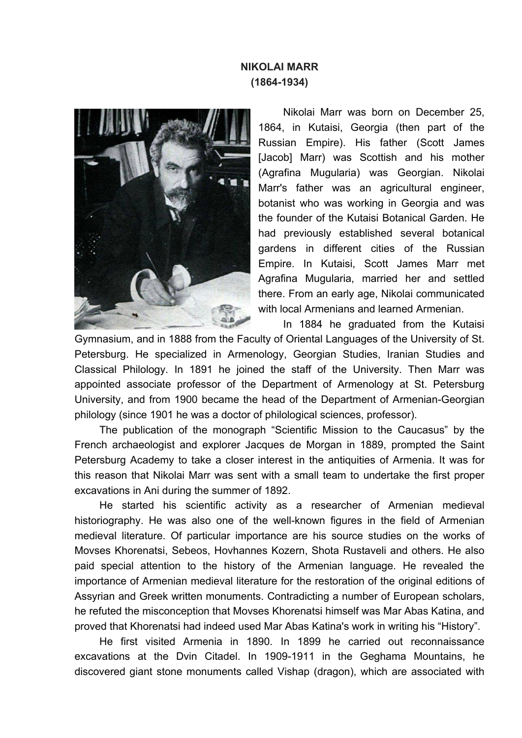**NIKOLAI MARR**
**(1864-1934)**

Nikolai Marr was born on December 25, 1864, in Kutaisi, Georgia (then part of the Russian Empire). His father (Scott James [Jacob] Marr) was Scottish and his mother (Agrafina Mugularia) was Georgian. Nikolai Marr's father was an agricultural engineer, botanist who was working in Georgia and was the founder of the Kutaisi Botanical Garden. He had previously established several botanical gardens in different cities of the Russian Empire. In Kutaisi, Scott James Marr met Agrafina Mugularia, married her and settled there. From an early age, Nikolai communicated with local Armenians and learned Armenian.

In 1884 he graduated from the Kutaisi Gymnasium, and in 1888 from the Faculty of Oriental Languages of the University of St. Petersburg. He specialized in Armenology, Georgian Studies, Iranian Studies and Classical Philology. In 1891 he joined the staff of the University. Then Marr was appointed associate professor of the Department of Armenology at St. Petersburg University, and from 1900 became the head of the Department of Armenian-Georgian philology (since 1901 he was a doctor of philological sciences, professor).

The publication of the monograph "Scientific Mission to the Caucasus" by the French archaeologist and explorer Jacques de Morgan in 1889, prompted the Saint Petersburg Academy to take a closer interest in the antiquities of Armenia. It was for this reason that Nikolai Marr was sent with a small team to undertake the first proper excavations in Ani during the summer of 1892.

He started his scientific activity as a researcher of Armenian medieval historiography. He was also one of the well-known figures in the field of Armenian medieval literature. Of particular importance are his source studies on the works of Movses Khorenatsi, Sebeos, Hovhannes Kozern, Shota Rustaveli and others. He also paid special attention to the history of the Armenian language. He revealed the importance of Armenian medieval literature for the restoration of the original editions of Assyrian and Greek written monuments. Contradicting a number of European scholars, he refuted the misconception that Movses Khorenatsi himself was Mar Abas Katina, and proved that Khorenatsi had indeed used Mar Abas Katina's work in writing his "History".

He first visited Armenia in 1890. In 1899 he carried out reconnaissance excavations at the Dvin Citadel. In 1909-1911 in the Geghama Mountains, he discovered giant stone monuments called Vishap (dragon), which are associated with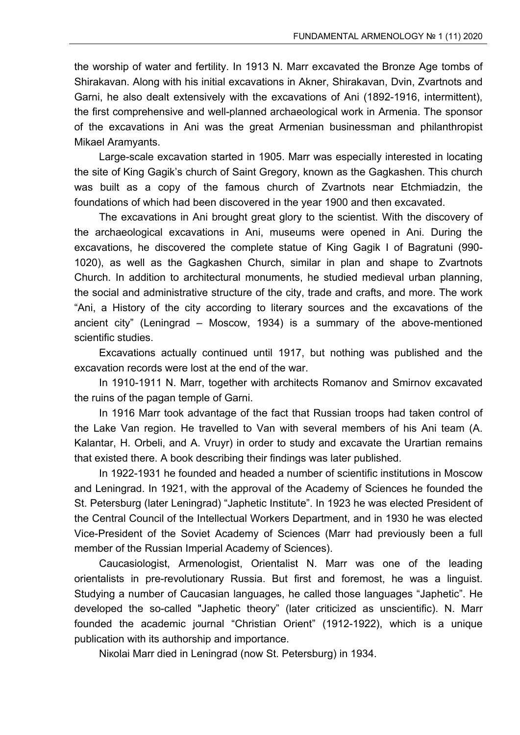the worship of water and fertility. In 1913 N. Marr excavated the Bronze Age tombs of Shirakavan. Along with his initial excavations in Akner, Shirakavan, Dvin, Zvartnots and Garni, he also dealt extensively with the excavations of Ani (1892-1916, intermittent), the first comprehensive and well-planned archaeological work in Armenia. The sponsor of the excavations in Ani was the great Armenian businessman and philanthropist Mikael Aramyants.

Large-scale excavation started in 1905. Marr was especially interested in locating the site of King Gagik's church of Saint Gregory, known as the Gagkashen. This church was built as a copy of the famous church of Zvartnots near Etchmiadzin, the foundations of which had been discovered in the year 1900 and then excavated.

The excavations in Ani brought great glory to the scientist. With the discovery of the archaeological excavations in Ani, museums were opened in Ani. During the excavations, he discovered the complete statue of King Gagik I of Bagratuni (990-1020), as well as the Gagkashen Church, similar in plan and shape to Zvartnots Church. In addition to architectural monuments, he studied medieval urban planning, the social and administrative structure of the city, trade and crafts, and more. The work "Ani, a History of the city according to literary sources and the excavations of the ancient city" (Leningrad – Moscow, 1934) is a summary of the above-mentioned scientific studies.

Excavations actually continued until 1917, but nothing was published and the excavation records were lost at the end of the war.

In 1910-1911 N. Marr, together with architects Romanov and Smirnov excavated the ruins of the pagan temple of Garni.

In 1916 Marr took advantage of the fact that Russian troops had taken control of the Lake Van region. He travelled to Van with several members of his Ani team (A. Kalantar, H. Orbeli, and A. Vruyr) in order to study and excavate the Urartian remains that existed there. A book describing their findings was later published.

In 1922-1931 he founded and headed a number of scientific institutions in Moscow and Leningrad. In 1921, with the approval of the Academy of Sciences he founded the St. Petersburg (later Leningrad) "Japhetic Institute". In 1923 he was elected President of the Central Council of the Intellectual Workers Department, and in 1930 he was elected Vice-President of the Soviet Academy of Sciences (Marr had previously been a full member of the Russian Imperial Academy of Sciences).

Caucasiologist, Armenologist, Orientalist N. Marr was one of the leading orientalists in pre-revolutionary Russia. But first and foremost, he was a linguist. Studying a number of Caucasian languages, he called those languages "Japhetic". He developed the so-called "Japhetic theory" (later criticized as unscientific). N. Marr founded the academic journal "Christian Orient" (1912-1922), which is a unique publication with its authorship and importance.

Nikolai Marr died in Leningrad (now St. Petersburg) in 1934.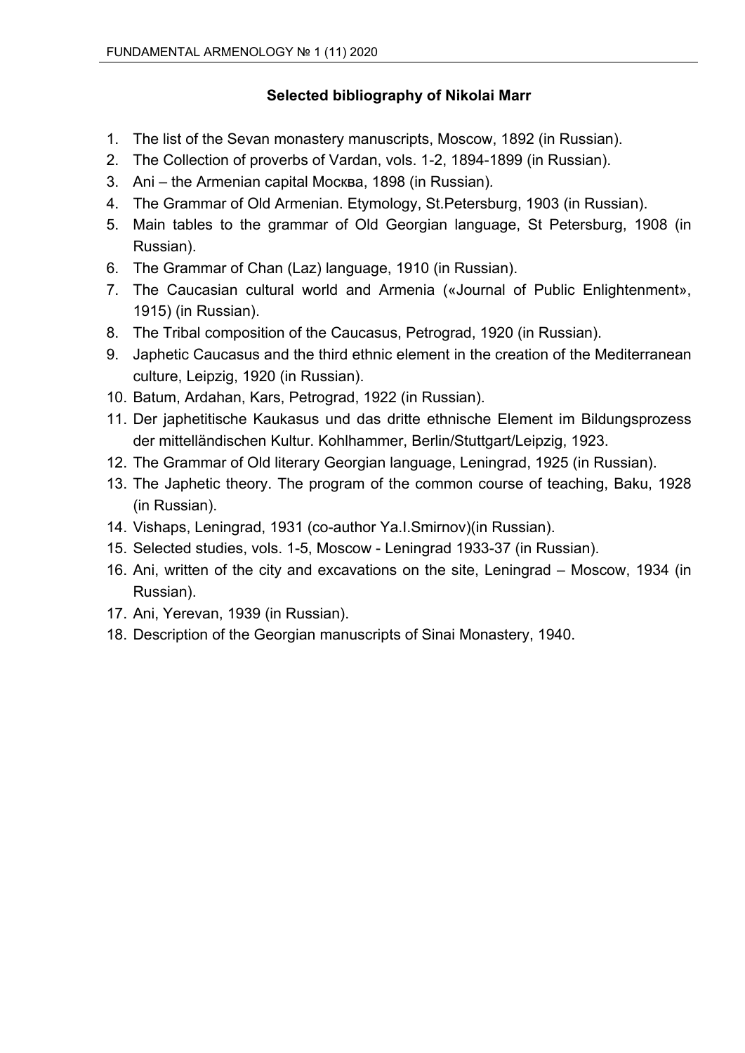**Selected bibliography of Nikolai Marr**

1. The list of the Sevan monastery manuscripts, Moscow, 1892 (in Russian).
2. The Collection of proverbs of Vardan, vols. 1-2, 1894-1899 (in Russian).
3. Ani – the Armenian capital Москва, 1898 (in Russian).
4. The Grammar of Old Armenian. Etymology, St.Petersburg, 1903 (in Russian).
5. Main tables to the grammar of Old Georgian language, St Petersburg, 1908 (in Russian).
6. The Grammar of Chan (Laz) language, 1910 (in Russian).
7. The Caucasian cultural world and Armenia («Journal of Public Enlightenment», 1915) (in Russian).
8. The Tribal composition of the Caucasus, Petrograd, 1920 (in Russian).
9. Japhetic Caucasus and the third ethnic element in the creation of the Mediterranean culture, Leipzig, 1920 (in Russian).
10. Batum, Ardahan, Kars, Petrograd, 1922 (in Russian).
11. Der japhetitische Kaukasus und das dritte ethnische Element im Bildungsprozess der mittelländischen Kultur. Kohlhammer, Berlin/Stuttgart/Leipzig, 1923.
12. The Grammar of Old literary Georgian language, Leningrad, 1925 (in Russian).
13. The Japhetic theory. The program of the common course of teaching, Baku, 1928 (in Russian).
14. Vishaps, Leningrad, 1931 (co-author Ya.I.Smirnov)(in Russian).
15. Selected studies, vols. 1-5, Moscow - Leningrad 1933-37 (in Russian).
16. Ani, written of the city and excavations on the site, Leningrad – Moscow, 1934 (in Russian).
17. Ani, Yerevan, 1939 (in Russian).
18. Description of the Georgian manuscripts of Sinai Monastery, 1940.